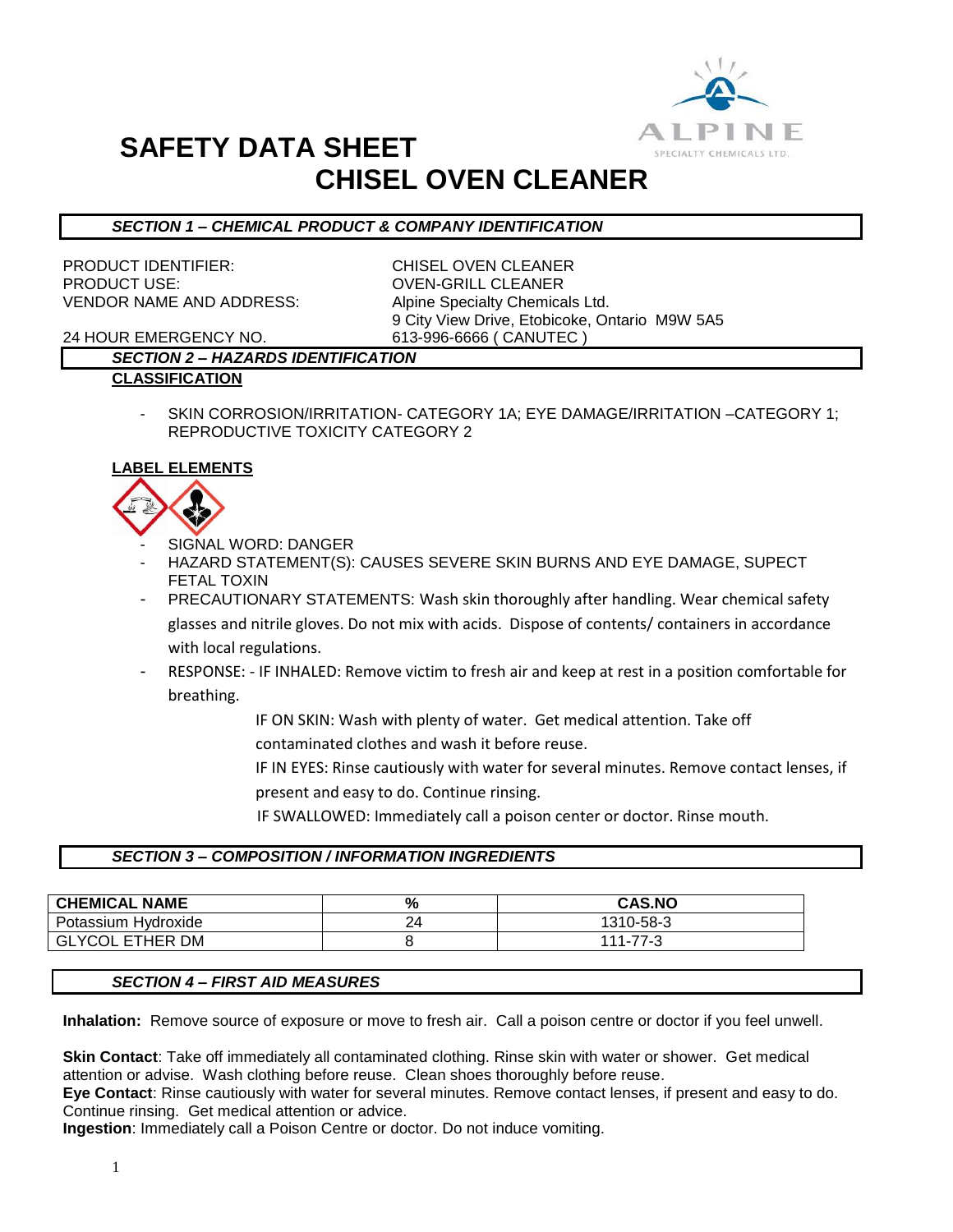# SAFETY DATA SHEET

# CHISEL OVEN CLEANER

## *SECTION 1 – CHEMICAL PRODUCT & COMPANY IDENTIFICATION*

| | |
|---|---|
| PRODUCT IDENTIFIER: | CHISEL OVEN CLEANER |
| PRODUCT USE: | OVEN-GRILL CLEANER |
| VENDOR NAME AND ADDRESS: | Alpine Specialty Chemicals Ltd.<br>9 City View Drive, Etobicoke, Ontario M9W 5A5 |
| 24 HOUR EMERGENCY NO. | 613-996-6666 ( CANUTEC ) |

## *SECTION 2 – HAZARDS IDENTIFICATION*

**CLASSIFICATION**

- SKIN CORROSION/IRRITATION- CATEGORY 1A; EYE DAMAGE/IRRITATION –CATEGORY 1; REPRODUCTIVE TOXICITY CATEGORY 2

**LABEL ELEMENTS**

- SIGNAL WORD: DANGER
- HAZARD STATEMENT(S): CAUSES SEVERE SKIN BURNS AND EYE DAMAGE, SUPECT FETAL TOXIN
- PRECAUTIONARY STATEMENTS: Wash skin thoroughly after handling. Wear chemical safety glasses and nitrile gloves. Do not mix with acids. Dispose of contents/ containers in accordance with local regulations.
- RESPONSE: - IF INHALED: Remove victim to fresh air and keep at rest in a position comfortable for breathing.

  IF ON SKIN: Wash with plenty of water. Get medical attention. Take off contaminated clothes and wash it before reuse.

  IF IN EYES: Rinse cautiously with water for several minutes. Remove contact lenses, if present and easy to do. Continue rinsing.

  IF SWALLOWED: Immediately call a poison center or doctor. Rinse mouth.

## *SECTION 3 – COMPOSITION / INFORMATION INGREDIENTS*

| CHEMICAL NAME | % | CAS.NO |
|---|---|---|
| Potassium Hydroxide | 24 | 1310-58-3 |
| GLYCOL ETHER DM | 8 | 111-77-3 |

## *SECTION 4 – FIRST AID MEASURES*

**Inhalation:** Remove source of exposure or move to fresh air. Call a poison centre or doctor if you feel unwell.

**Skin Contact**: Take off immediately all contaminated clothing. Rinse skin with water or shower. Get medical attention or advise. Wash clothing before reuse. Clean shoes thoroughly before reuse.

**Eye Contact**: Rinse cautiously with water for several minutes. Remove contact lenses, if present and easy to do. Continue rinsing. Get medical attention or advice.

**Ingestion**: Immediately call a Poison Centre or doctor. Do not induce vomiting.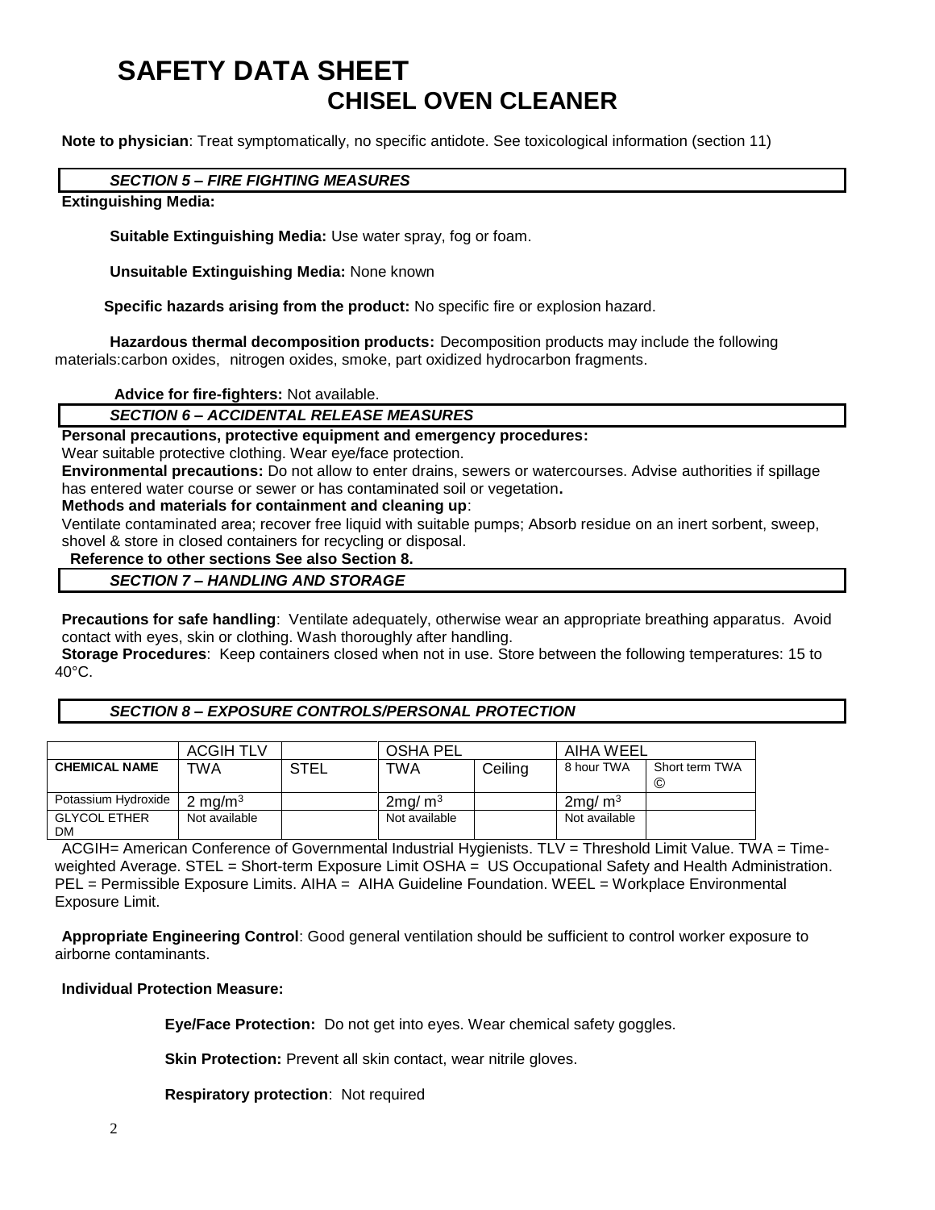# SAFETY DATA SHEET
## CHISEL OVEN CLEANER

**Note to physician**: Treat symptomatically, no specific antidote. See toxicological information (section 11)

### *SECTION 5 – FIRE FIGHTING MEASURES*

**Extinguishing Media:**

**Suitable Extinguishing Media:** Use water spray, fog or foam.

**Unsuitable Extinguishing Media:** None known

**Specific hazards arising from the product:** No specific fire or explosion hazard.

**Hazardous thermal decomposition products:** Decomposition products may include the following materials:carbon oxides, nitrogen oxides, smoke, part oxidized hydrocarbon fragments.

**Advice for fire-fighters:** Not available.

### *SECTION 6 – ACCIDENTAL RELEASE MEASURES*

**Personal precautions, protective equipment and emergency procedures:**
Wear suitable protective clothing. Wear eye/face protection.

**Environmental precautions:** Do not allow to enter drains, sewers or watercourses. Advise authorities if spillage has entered water course or sewer or has contaminated soil or vegetation**.**

**Methods and materials for containment and cleaning up**:
Ventilate contaminated area; recover free liquid with suitable pumps; Absorb residue on an inert sorbent, sweep, shovel & store in closed containers for recycling or disposal.

**Reference to other sections See also Section 8.**

### *SECTION 7 – HANDLING AND STORAGE*

**Precautions for safe handling**: Ventilate adequately, otherwise wear an appropriate breathing apparatus. Avoid contact with eyes, skin or clothing. Wash thoroughly after handling.

**Storage Procedures**: Keep containers closed when not in use. Store between the following temperatures: 15 to 40°C.

### *SECTION 8 – EXPOSURE CONTROLS/PERSONAL PROTECTION*

| | ACGIH TLV | | OSHA PEL | | AIHA WEEL | |
|---|---|---|---|---|---|---|
| **CHEMICAL NAME** | TWA | STEL | TWA | Ceiling | 8 hour TWA | Short term TWA © |
| Potassium Hydroxide | 2 mg/m$^3$ | | 2mg/ m$^3$ | | 2mg/ m$^3$ | |
| GLYCOL ETHER DM | Not available | | Not available | | Not available | |

ACGIH= American Conference of Governmental Industrial Hygienists. TLV = Threshold Limit Value. TWA = Time-weighted Average. STEL = Short-term Exposure Limit OSHA = US Occupational Safety and Health Administration. PEL = Permissible Exposure Limits. AIHA = AIHA Guideline Foundation. WEEL = Workplace Environmental Exposure Limit.

**Appropriate Engineering Control**: Good general ventilation should be sufficient to control worker exposure to airborne contaminants.

**Individual Protection Measure:**

**Eye/Face Protection:** Do not get into eyes. Wear chemical safety goggles.

**Skin Protection:** Prevent all skin contact, wear nitrile gloves.

**Respiratory protection**: Not required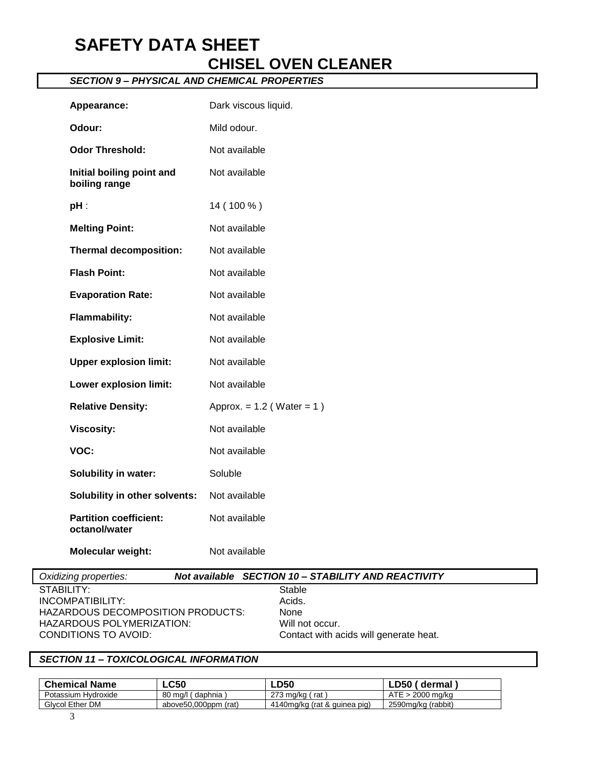# SAFETY DATA SHEET

## CHISEL OVEN CLEANER

### *SECTION 9 – PHYSICAL AND CHEMICAL PROPERTIES*

| | |
|---|---|
| **Appearance:** | Dark viscous liquid. |
| **Odour:** | Mild odour. |
| **Odor Threshold:** | Not available |
| **Initial boiling point and boiling range** | Not available |
| **pH** : | 14 ( 100 % ) |
| **Melting Point:** | Not available |
| **Thermal decomposition:** | Not available |
| **Flash Point:** | Not available |
| **Evaporation Rate:** | Not available |
| **Flammability:** | Not available |
| **Explosive Limit:** | Not available |
| **Upper explosion limit:** | Not available |
| **Lower explosion limit:** | Not available |
| **Relative Density:** | Approx. = 1.2 ( Water = 1 ) |
| **Viscosity:** | Not available |
| **VOC:** | Not available |
| **Solubility in water:** | Soluble |
| **Solubility in other solvents:** | Not available |
| **Partition coefficient: octanol/water** | Not available |
| **Molecular weight:** | Not available |

*Oxidizing properties:* ***Not available***

### *SECTION 10 – STABILITY AND REACTIVITY*

| | |
|---|---|
| STABILITY: | Stable |
| INCOMPATIBILITY: | Acids. |
| HAZARDOUS DECOMPOSITION PRODUCTS: | None |
| HAZARDOUS POLYMERIZATION: | Will not occur. |
| CONDITIONS TO AVOID: | Contact with acids will generate heat. |

### *SECTION 11 – TOXICOLOGICAL INFORMATION*

| Chemical Name | LC50 | LD50 | LD50 ( dermal ) |
|---|---|---|---|
| Potassium Hydroxide | 80 mg/l ( daphnia ) | 273 mg/kg ( rat ) | ATE > 2000 mg/kg |
| Glycol Ether DM | above50,000ppm (rat) | 4140mg/kg (rat & guinea pig) | 2590mg/kg (rabbit) |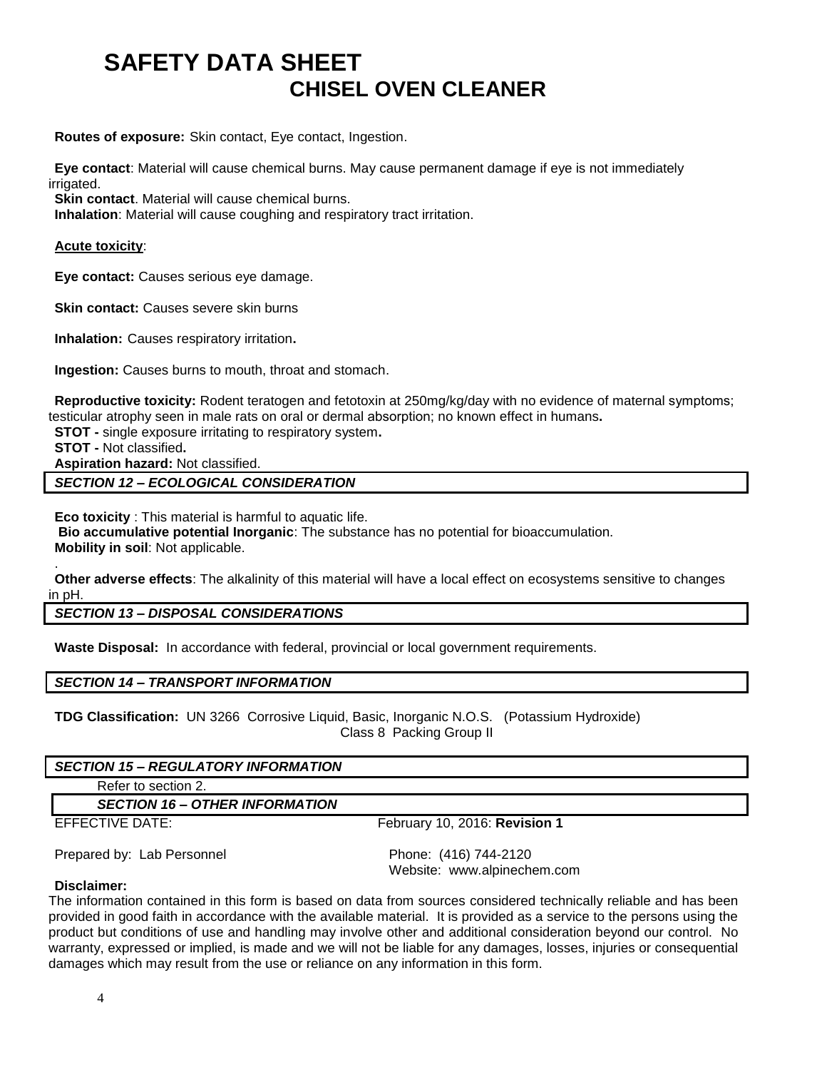# SAFETY DATA SHEET

## CHISEL OVEN CLEANER

**Routes of exposure:** Skin contact, Eye contact, Ingestion.

**Eye contact**: Material will cause chemical burns. May cause permanent damage if eye is not immediately irrigated.
**Skin contact**. Material will cause chemical burns.
**Inhalation**: Material will cause coughing and respiratory tract irritation.

**Acute toxicity**:

**Eye contact:** Causes serious eye damage.

**Skin contact:** Causes severe skin burns

**Inhalation:** Causes respiratory irritation**.**

**Ingestion:** Causes burns to mouth, throat and stomach.

**Reproductive toxicity:** Rodent teratogen and fetotoxin at 250mg/kg/day with no evidence of maternal symptoms; testicular atrophy seen in male rats on oral or dermal absorption; no known effect in humans**.**
**STOT -** single exposure irritating to respiratory system**.**
**STOT -** Not classified**.**
**Aspiration hazard:** Not classified.

### *SECTION 12 – ECOLOGICAL CONSIDERATION*

**Eco toxicity** : This material is harmful to aquatic life.
**Bio accumulative potential Inorganic**: The substance has no potential for bioaccumulation.
**Mobility in soil**: Not applicable.

.
**Other adverse effects**: The alkalinity of this material will have a local effect on ecosystems sensitive to changes in pH.

### *SECTION 13 – DISPOSAL CONSIDERATIONS*

**Waste Disposal:** In accordance with federal, provincial or local government requirements.

### *SECTION 14 – TRANSPORT INFORMATION*

**TDG Classification:** UN 3266 Corrosive Liquid, Basic, Inorganic N.O.S. (Potassium Hydroxide)
Class 8 Packing Group II

### *SECTION 15 – REGULATORY INFORMATION*

Refer to section 2.

### *SECTION 16 – OTHER INFORMATION*

EFFECTIVE DATE: February 10, 2016: **Revision 1**

Prepared by: Lab Personnel

Phone: (416) 744-2120
Website: www.alpinechem.com

**Disclaimer:**
The information contained in this form is based on data from sources considered technically reliable and has been provided in good faith in accordance with the available material. It is provided as a service to the persons using the product but conditions of use and handling may involve other and additional consideration beyond our control. No warranty, expressed or implied, is made and we will not be liable for any damages, losses, injuries or consequential damages which may result from the use or reliance on any information in this form.